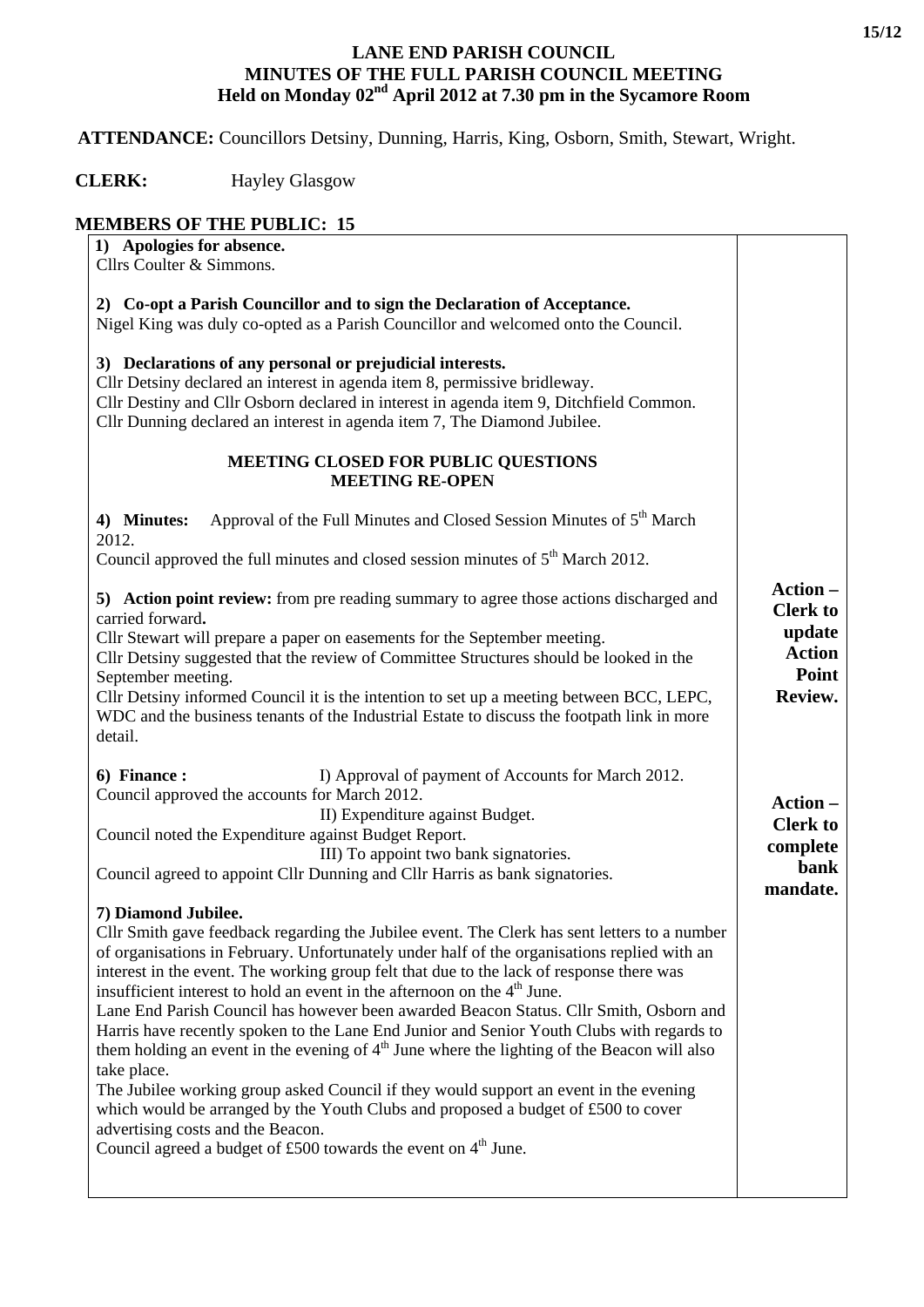# LANE END PARISH COUNCIL
## MINUTES OF THE FULL PARISH COUNCIL MEETING
### Held on Monday 02nd April 2012 at 7.30 pm in the Sycamore Room

**ATTENDANCE:** Councillors Detsiny, Dunning, Harris, King, Osborn, Smith, Stewart, Wright.

**CLERK:** Hayley Glasgow

**MEMBERS OF THE PUBLIC: 15**

**1) Apologies for absence.**
Cllrs Coulter & Simmons.

**2) Co-opt a Parish Councillor and to sign the Declaration of Acceptance.**
Nigel King was duly co-opted as a Parish Councillor and welcomed onto the Council.

**3) Declarations of any personal or prejudicial interests.**
Cllr Detsiny declared an interest in agenda item 8, permissive bridleway.
Cllr Destiny and Cllr Osborn declared in interest in agenda item 9, Ditchfield Common.
Cllr Dunning declared an interest in agenda item 7, The Diamond Jubilee.

**MEETING CLOSED FOR PUBLIC QUESTIONS**
**MEETING RE-OPEN**

**4) Minutes:** Approval of the Full Minutes and Closed Session Minutes of 5th March 2012.
Council approved the full minutes and closed session minutes of 5th March 2012.

**5) Action point review:** from pre reading summary to agree those actions discharged and carried forward**.**
Cllr Stewart will prepare a paper on easements for the September meeting.
Cllr Detsiny suggested that the review of Committee Structures should be looked in the September meeting.
Cllr Detsiny informed Council it is the intention to set up a meeting between BCC, LEPC, WDC and the business tenants of the Industrial Estate to discuss the footpath link in more detail.

**Action – Clerk to update Action Point Review.**

**6) Finance :** I) Approval of payment of Accounts for March 2012.
Council approved the accounts for March 2012.
II) Expenditure against Budget.
Council noted the Expenditure against Budget Report.
III) To appoint two bank signatories.
Council agreed to appoint Cllr Dunning and Cllr Harris as bank signatories.

**Action – Clerk to complete bank mandate.**

**7) Diamond Jubilee.**
Cllr Smith gave feedback regarding the Jubilee event. The Clerk has sent letters to a number of organisations in February. Unfortunately under half of the organisations replied with an interest in the event. The working group felt that due to the lack of response there was insufficient interest to hold an event in the afternoon on the 4th June.
Lane End Parish Council has however been awarded Beacon Status. Cllr Smith, Osborn and Harris have recently spoken to the Lane End Junior and Senior Youth Clubs with regards to them holding an event in the evening of 4th June where the lighting of the Beacon will also take place.
The Jubilee working group asked Council if they would support an event in the evening which would be arranged by the Youth Clubs and proposed a budget of £500 to cover advertising costs and the Beacon.
Council agreed a budget of £500 towards the event on 4th June.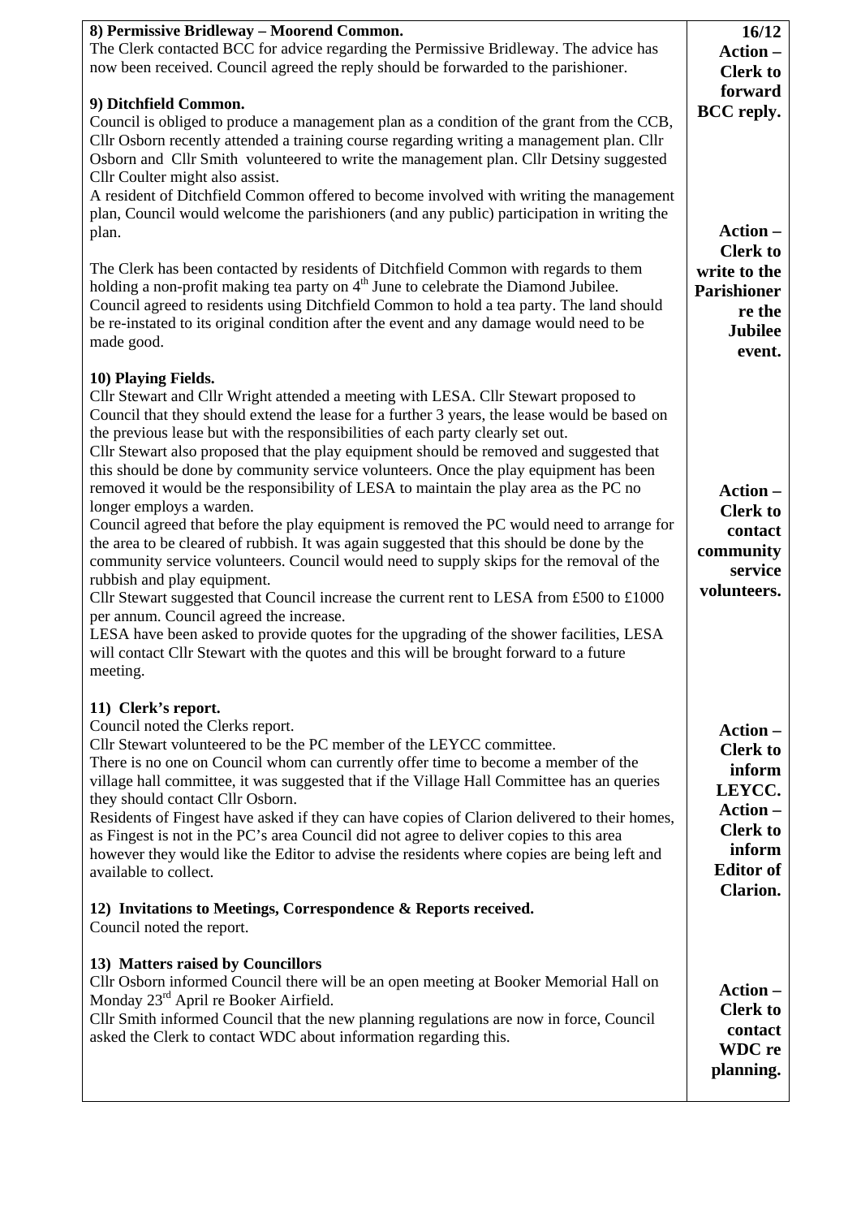| | |
|---|---|
| **8) Permissive Bridleway – Moorend Common.**<br>The Clerk contacted BCC for advice regarding the Permissive Bridleway. The advice has now been received. Council agreed the reply should be forwarded to the parishioner. | **16/12**<br>**Action – Clerk to forward BCC reply.** |
| **9) Ditchfield Common.**<br>Council is obliged to produce a management plan as a condition of the grant from the CCB, Cllr Osborn recently attended a training course regarding writing a management plan. Cllr Osborn and Cllr Smith volunteered to write the management plan. Cllr Detsiny suggested Cllr Coulter might also assist.<br>A resident of Ditchfield Common offered to become involved with writing the management plan, Council would welcome the parishioners (and any public) participation in writing the plan.<br><br>The Clerk has been contacted by residents of Ditchfield Common with regards to them holding a non-profit making tea party on 4th June to celebrate the Diamond Jubilee. Council agreed to residents using Ditchfield Common to hold a tea party. The land should be re-instated to its original condition after the event and any damage would need to be made good. | **Action – Clerk to write to the Parishioner re the Jubilee event.** |
| **10) Playing Fields.**<br>Cllr Stewart and Cllr Wright attended a meeting with LESA. Cllr Stewart proposed to Council that they should extend the lease for a further 3 years, the lease would be based on the previous lease but with the responsibilities of each party clearly set out.<br>Cllr Stewart also proposed that the play equipment should be removed and suggested that this should be done by community service volunteers. Once the play equipment has been removed it would be the responsibility of LESA to maintain the play area as the PC no longer employs a warden.<br>Council agreed that before the play equipment is removed the PC would need to arrange for the area to be cleared of rubbish. It was again suggested that this should be done by the community service volunteers. Council would need to supply skips for the removal of the rubbish and play equipment.<br>Cllr Stewart suggested that Council increase the current rent to LESA from £500 to £1000 per annum. Council agreed the increase.<br>LESA have been asked to provide quotes for the upgrading of the shower facilities, LESA will contact Cllr Stewart with the quotes and this will be brought forward to a future meeting. | **Action – Clerk to contact community service volunteers.** |
| **11) Clerk's report.**<br>Council noted the Clerks report.<br>Cllr Stewart volunteered to be the PC member of the LEYCC committee.<br>There is no one on Council whom can currently offer time to become a member of the village hall committee, it was suggested that if the Village Hall Committee has an queries they should contact Cllr Osborn.<br>Residents of Fingest have asked if they can have copies of Clarion delivered to their homes, as Fingest is not in the PC's area Council did not agree to deliver copies to this area however they would like the Editor to advise the residents where copies are being left and available to collect. | **Action – Clerk to inform LEYCC.**<br>**Action – Clerk to inform Editor of Clarion.** |
| **12) Invitations to Meetings, Correspondence & Reports received.**<br>Council noted the report. | |
| **13) Matters raised by Councillors**<br>Cllr Osborn informed Council there will be an open meeting at Booker Memorial Hall on Monday 23rd April re Booker Airfield.<br>Cllr Smith informed Council that the new planning regulations are now in force, Council asked the Clerk to contact WDC about information regarding this. | **Action – Clerk to contact WDC re planning.** |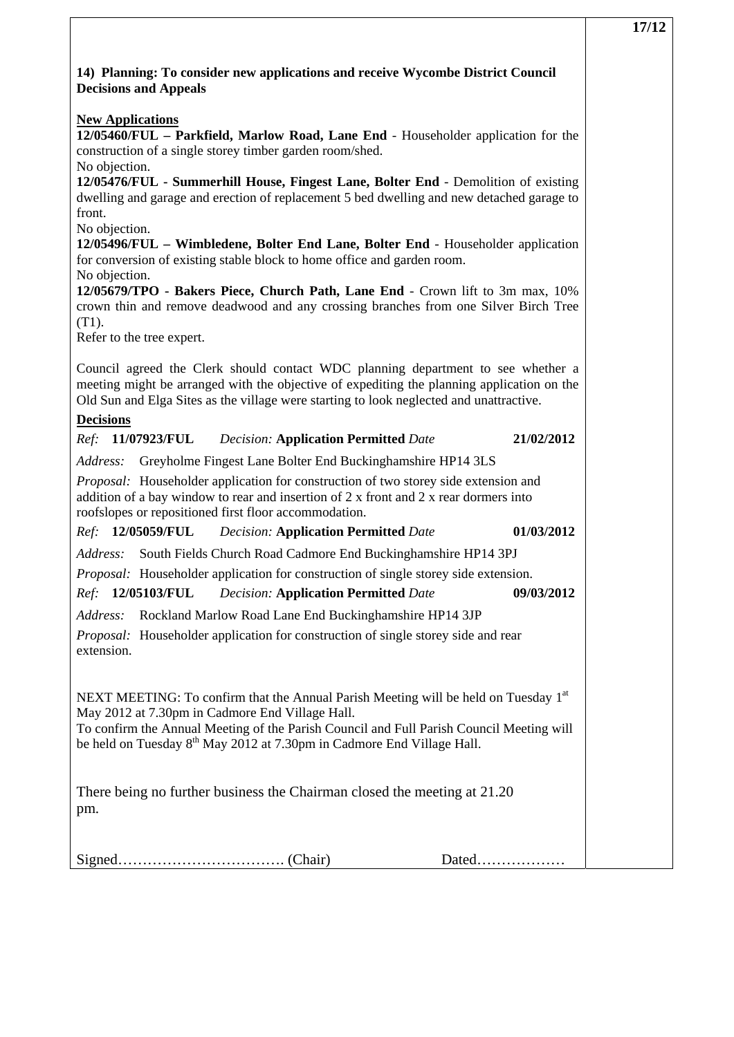**14) Planning: To consider new applications and receive Wycombe District Council Decisions and Appeals**

**New Applications**

**12/05460/FUL – Parkfield, Marlow Road, Lane End** - Householder application for the construction of a single storey timber garden room/shed.
No objection.

**12/05476/FUL - Summerhill House, Fingest Lane, Bolter End** - Demolition of existing dwelling and garage and erection of replacement 5 bed dwelling and new detached garage to front.
No objection.

**12/05496/FUL – Wimbledene, Bolter End Lane, Bolter End** - Householder application for conversion of existing stable block to home office and garden room.
No objection.

**12/05679/TPO - Bakers Piece, Church Path, Lane End** - Crown lift to 3m max, 10% crown thin and remove deadwood and any crossing branches from one Silver Birch Tree (T1).
Refer to the tree expert.

Council agreed the Clerk should contact WDC planning department to see whether a meeting might be arranged with the objective of expediting the planning application on the Old Sun and Elga Sites as the village were starting to look neglected and unattractive.

**Decisions**

*Ref:* **11/07923/FUL** *Decision:* **Application Permitted** *Date* **21/02/2012**

*Address:* Greyholme Fingest Lane Bolter End Buckinghamshire HP14 3LS

*Proposal:* Householder application for construction of two storey side extension and addition of a bay window to rear and insertion of 2 x front and 2 x rear dormers into roofslopes or repositioned first floor accommodation.

*Ref:* **12/05059/FUL** *Decision:* **Application Permitted** *Date* **01/03/2012**

*Address:* South Fields Church Road Cadmore End Buckinghamshire HP14 3PJ

*Proposal:* Householder application for construction of single storey side extension.

*Ref:* **12/05103/FUL** *Decision:* **Application Permitted** *Date* **09/03/2012**

*Address:* Rockland Marlow Road Lane End Buckinghamshire HP14 3JP

*Proposal:* Householder application for construction of single storey side and rear extension.

NEXT MEETING: To confirm that the Annual Parish Meeting will be held on Tuesday 1st May 2012 at 7.30pm in Cadmore End Village Hall.
To confirm the Annual Meeting of the Parish Council and Full Parish Council Meeting will be held on Tuesday 8th May 2012 at 7.30pm in Cadmore End Village Hall.

There being no further business the Chairman closed the meeting at 21.20 pm.

Signed……………………………. (Chair) Dated………………